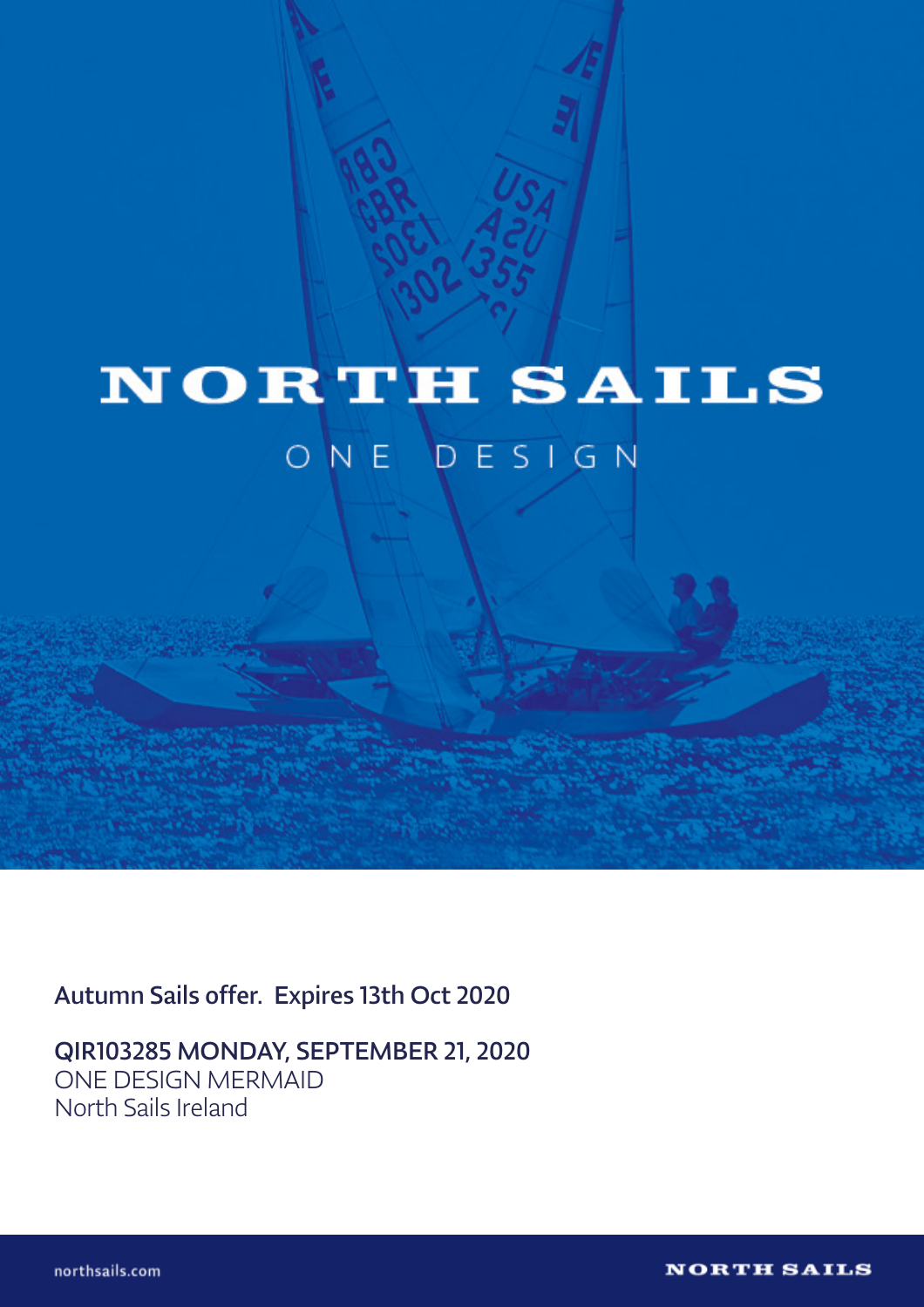# NORTH SAILS

ONE DESIGN

**Autumn Sails offer. Expires 13th Oct 2020**

**QIR103285 MONDAY, SEPTEMBER 21, 2020**
ONE DESIGN MERMAID
North Sails Ireland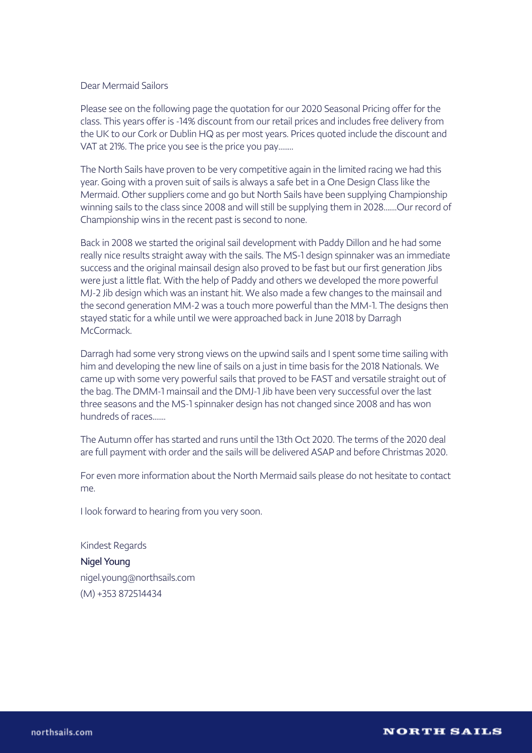Dear Mermaid Sailors

Please see on the following page the quotation for our 2020 Seasonal Pricing offer for the class. This years offer is -14% discount from our retail prices and includes free delivery from the UK to our Cork or Dublin HQ as per most years. Prices quoted include the discount and VAT at 21%. The price you see is the price you pay........

The North Sails have proven to be very competitive again in the limited racing we had this year. Going with a proven suit of sails is always a safe bet in a One Design Class like the Mermaid. Other suppliers come and go but North Sails have been supplying Championship winning sails to the class since 2008 and will still be supplying them in 2028.......Our record of Championship wins in the recent past is second to none.

Back in 2008 we started the original sail development with Paddy Dillon and he had some really nice results straight away with the sails. The MS-1 design spinnaker was an immediate success and the original mainsail design also proved to be fast but our first generation Jibs were just a little flat. With the help of Paddy and others we developed the more powerful MJ-2 Jib design which was an instant hit. We also made a few changes to the mainsail and the second generation MM-2 was a touch more powerful than the MM-1. The designs then stayed static for a while until we were approached back in June 2018 by Darragh McCormack.

Darragh had some very strong views on the upwind sails and I spent some time sailing with him and developing the new line of sails on a just in time basis for the 2018 Nationals. We came up with some very powerful sails that proved to be FAST and versatile straight out of the bag. The DMM-1 mainsail and the DMJ-1 Jib have been very successful over the last three seasons and the MS-1 spinnaker design has not changed since 2008 and has won hundreds of races.......

The Autumn offer has started and runs until the 13th Oct 2020. The terms of the 2020 deal are full payment with order and the sails will be delivered ASAP and before Christmas 2020.

For even more information about the North Mermaid sails please do not hesitate to contact me.

I look forward to hearing from you very soon.

Kindest Regards

Nigel Young

nigel.young@northsails.com

(M) +353 872514434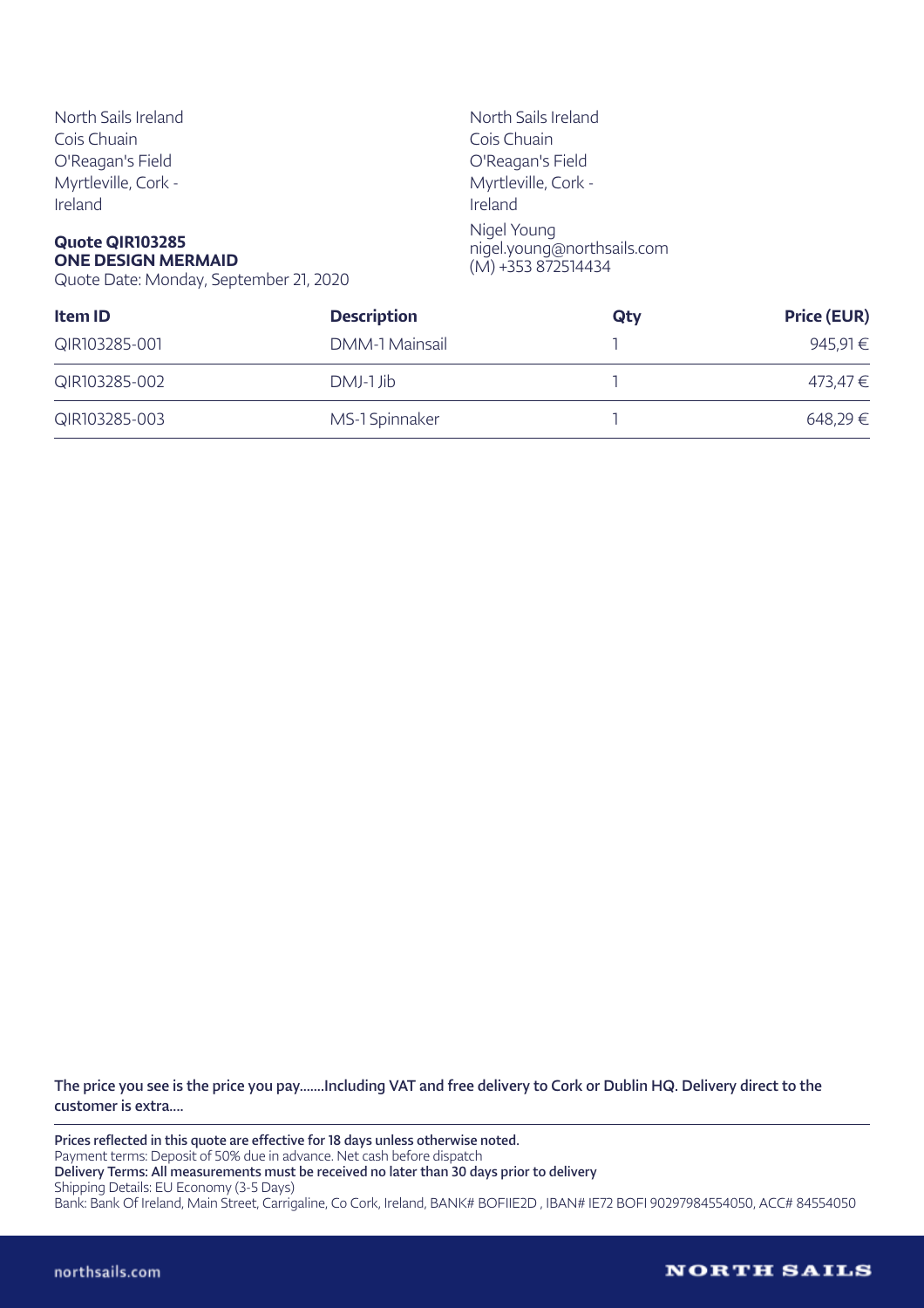North Sails Ireland
Cois Chuain
O'Reagan's Field
Myrtleville, Cork -
Ireland

North Sails Ireland
Cois Chuain
O'Reagan's Field
Myrtleville, Cork -
Ireland
Nigel Young
nigel.young@northsails.com
(M) +353 872514434

**Quote QIR103285**
**ONE DESIGN MERMAID**
Quote Date: Monday, September 21, 2020

| Item ID | Description | Qty | Price (EUR) |
|---|---|---|---|
| QIR103285-001 | DMM-1 Mainsail | 1 | 945,91 € |
| QIR103285-002 | DMJ-1 Jib | 1 | 473,47 € |
| QIR103285-003 | MS-1 Spinnaker | 1 | 648,29 € |

**The price you see is the price you pay.......Including VAT and free delivery to Cork or Dublin HQ. Delivery direct to the customer is extra....**

**Prices reflected in this quote are effective for 18 days unless otherwise noted.**
Payment terms: Deposit of 50% due in advance. Net cash before dispatch
**Delivery Terms: All measurements must be received no later than 30 days prior to delivery**
Shipping Details: EU Economy (3-5 Days)
Bank: Bank Of Ireland, Main Street, Carrigaline, Co Cork, Ireland, BANK# BOFIIE2D , IBAN# IE72 BOFI 90297984554050, ACC# 84554050